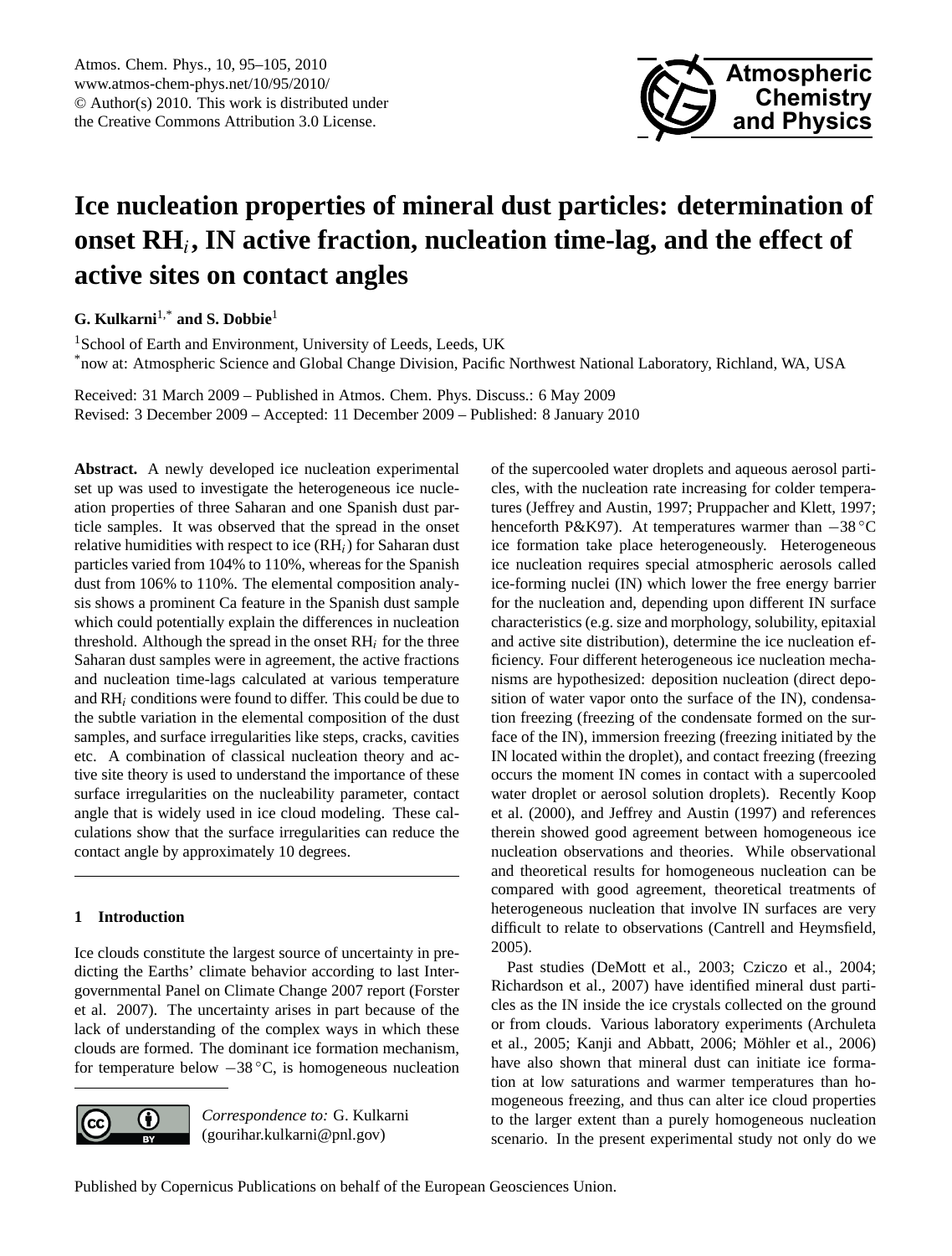# Ice nucleation properties of mineral dust particles: determination of onset $RH_i$, IN active fraction, nucleation time-lag, and the effect of active sites on contact angles

**G. Kulkarni**[1,*] **and S. Dobbie**[1]

[1]School of Earth and Environment, University of Leeds, Leeds, UK

[*]now at: Atmospheric Science and Global Change Division, Pacific Northwest National Laboratory, Richland, WA, USA

Received: 31 March 2009 – Published in Atmos. Chem. Phys. Discuss.: 6 May 2009
Revised: 3 December 2009 – Accepted: 11 December 2009 – Published: 8 January 2010

**Abstract.** A newly developed ice nucleation experimental set up was used to investigate the heterogeneous ice nucleation properties of three Saharan and one Spanish dust particle samples. It was observed that the spread in the onset relative humidities with respect to ice ($RH_i$) for Saharan dust particles varied from 104% to 110%, whereas for the Spanish dust from 106% to 110%. The elemental composition analysis shows a prominent Ca feature in the Spanish dust sample which could potentially explain the differences in nucleation threshold. Although the spread in the onset $RH_i$ for the three Saharan dust samples were in agreement, the active fractions and nucleation time-lags calculated at various temperature and $RH_i$ conditions were found to differ. This could be due to the subtle variation in the elemental composition of the dust samples, and surface irregularities like steps, cracks, cavities etc. A combination of classical nucleation theory and active site theory is used to understand the importance of these surface irregularities on the nucleability parameter, contact angle that is widely used in ice cloud modeling. These calculations show that the surface irregularities can reduce the contact angle by approximately 10 degrees.

## 1 Introduction

Ice clouds constitute the largest source of uncertainty in predicting the Earths' climate behavior according to last Intergovernmental Panel on Climate Change 2007 report (Forster et al. 2007). The uncertainty arises in part because of the lack of understanding of the complex ways in which these clouds are formed. The dominant ice formation mechanism, for temperature below −38 °C, is homogeneous nucleation of the supercooled water droplets and aqueous aerosol particles, with the nucleation rate increasing for colder temperatures (Jeffrey and Austin, 1997; Pruppacher and Klett, 1997; henceforth P&K97). At temperatures warmer than −38 °C ice formation take place heterogeneously. Heterogeneous ice nucleation requires special atmospheric aerosols called ice-forming nuclei (IN) which lower the free energy barrier for the nucleation and, depending upon different IN surface characteristics (e.g. size and morphology, solubility, epitaxial and active site distribution), determine the ice nucleation efficiency. Four different heterogeneous ice nucleation mechanisms are hypothesized: deposition nucleation (direct deposition of water vapor onto the surface of the IN), condensation freezing (freezing of the condensate formed on the surface of the IN), immersion freezing (freezing initiated by the IN located within the droplet), and contact freezing (freezing occurs the moment IN comes in contact with a supercooled water droplet or aerosol solution droplets). Recently Koop et al. (2000), and Jeffrey and Austin (1997) and references therein showed good agreement between homogeneous ice nucleation observations and theories. While observational and theoretical results for homogeneous nucleation can be compared with good agreement, theoretical treatments of heterogeneous nucleation that involve IN surfaces are very difficult to relate to observations (Cantrell and Heymsfield, 2005).

Past studies (DeMott et al., 2003; Cziczo et al., 2004; Richardson et al., 2007) have identified mineral dust particles as the IN inside the ice crystals collected on the ground or from clouds. Various laboratory experiments (Archuleta et al., 2005; Kanji and Abbatt, 2006; Möhler et al., 2006) have also shown that mineral dust can initiate ice formation at low saturations and warmer temperatures than homogeneous freezing, and thus can alter ice cloud properties to the larger extent than a purely homogeneous nucleation scenario. In the present experimental study not only do we

*Correspondence to:* G. Kulkarni (gourihar.kulkarni@pnl.gov)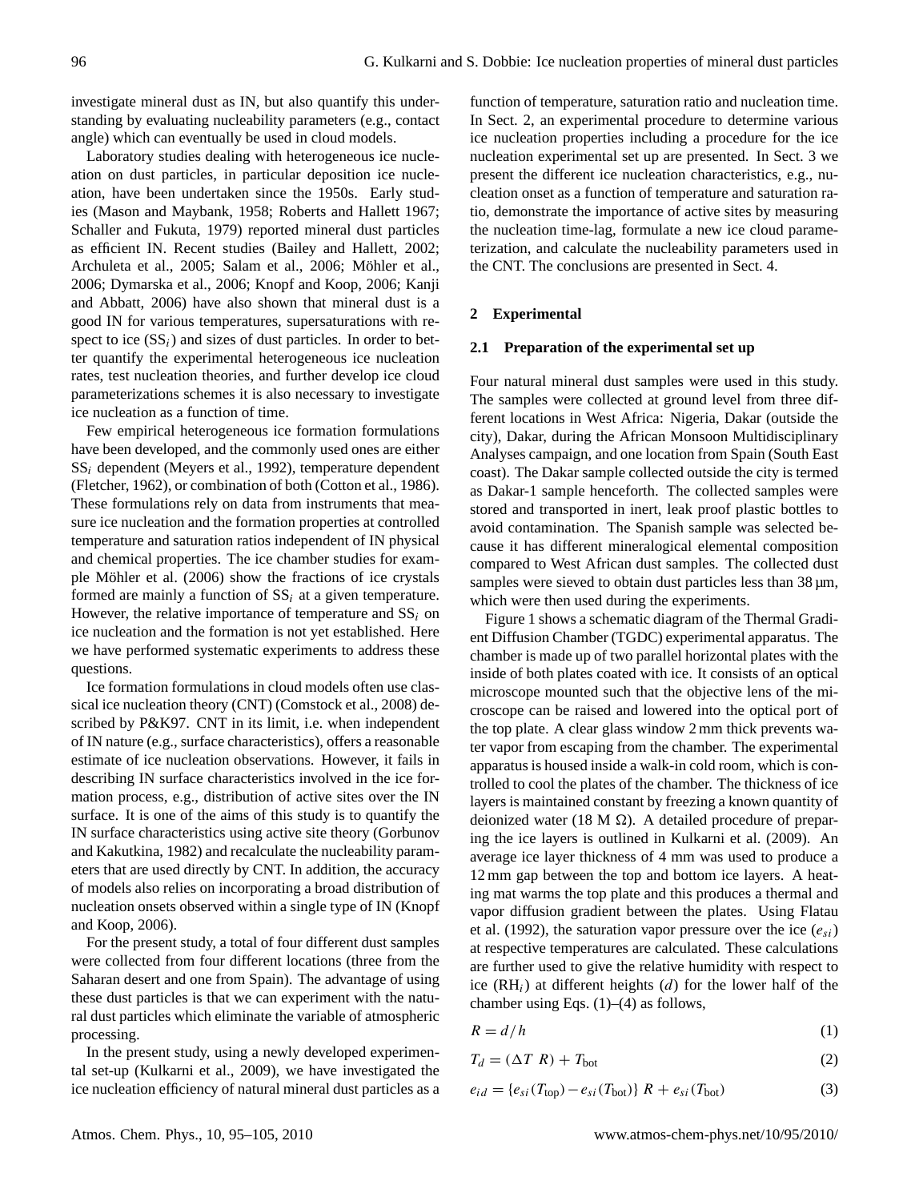investigate mineral dust as IN, but also quantify this understanding by evaluating nucleability parameters (e.g., contact angle) which can eventually be used in cloud models.

Laboratory studies dealing with heterogeneous ice nucleation on dust particles, in particular deposition ice nucleation, have been undertaken since the 1950s. Early studies (Mason and Maybank, 1958; Roberts and Hallett 1967; Schaller and Fukuta, 1979) reported mineral dust particles as efficient IN. Recent studies (Bailey and Hallett, 2002; Archuleta et al., 2005; Salam et al., 2006; Möhler et al., 2006; Dymarska et al., 2006; Knopf and Koop, 2006; Kanji and Abbatt, 2006) have also shown that mineral dust is a good IN for various temperatures, supersaturations with respect to ice ($SS_i$) and sizes of dust particles. In order to better quantify the experimental heterogeneous ice nucleation rates, test nucleation theories, and further develop ice cloud parameterizations schemes it is also necessary to investigate ice nucleation as a function of time.

Few empirical heterogeneous ice formation formulations have been developed, and the commonly used ones are either $SS_i$ dependent (Meyers et al., 1992), temperature dependent (Fletcher, 1962), or combination of both (Cotton et al., 1986). These formulations rely on data from instruments that measure ice nucleation and the formation properties at controlled temperature and saturation ratios independent of IN physical and chemical properties. The ice chamber studies for example Möhler et al. (2006) show the fractions of ice crystals formed are mainly a function of $SS_i$ at a given temperature. However, the relative importance of temperature and $SS_i$ on ice nucleation and the formation is not yet established. Here we have performed systematic experiments to address these questions.

Ice formation formulations in cloud models often use classical ice nucleation theory (CNT) (Comstock et al., 2008) described by P&K97. CNT in its limit, i.e. when independent of IN nature (e.g., surface characteristics), offers a reasonable estimate of ice nucleation observations. However, it fails in describing IN surface characteristics involved in the ice formation process, e.g., distribution of active sites over the IN surface. It is one of the aims of this study is to quantify the IN surface characteristics using active site theory (Gorbunov and Kakutkina, 1982) and recalculate the nucleability parameters that are used directly by CNT. In addition, the accuracy of models also relies on incorporating a broad distribution of nucleation onsets observed within a single type of IN (Knopf and Koop, 2006).

For the present study, a total of four different dust samples were collected from four different locations (three from the Saharan desert and one from Spain). The advantage of using these dust particles is that we can experiment with the natural dust particles which eliminate the variable of atmospheric processing.

In the present study, using a newly developed experimental set-up (Kulkarni et al., 2009), we have investigated the ice nucleation efficiency of natural mineral dust particles as a function of temperature, saturation ratio and nucleation time. In Sect. 2, an experimental procedure to determine various ice nucleation properties including a procedure for the ice nucleation experimental set up are presented. In Sect. 3 we present the different ice nucleation characteristics, e.g., nucleation onset as a function of temperature and saturation ratio, demonstrate the importance of active sites by measuring the nucleation time-lag, formulate a new ice cloud parameterization, and calculate the nucleability parameters used in the CNT. The conclusions are presented in Sect. 4.

## 2 Experimental

### 2.1 Preparation of the experimental set up

Four natural mineral dust samples were used in this study. The samples were collected at ground level from three different locations in West Africa: Nigeria, Dakar (outside the city), Dakar, during the African Monsoon Multidisciplinary Analyses campaign, and one location from Spain (South East coast). The Dakar sample collected outside the city is termed as Dakar-1 sample henceforth. The collected samples were stored and transported in inert, leak proof plastic bottles to avoid contamination. The Spanish sample was selected because it has different mineralogical elemental composition compared to West African dust samples. The collected dust samples were sieved to obtain dust particles less than 38 µm, which were then used during the experiments.

Figure 1 shows a schematic diagram of the Thermal Gradient Diffusion Chamber (TGDC) experimental apparatus. The chamber is made up of two parallel horizontal plates with the inside of both plates coated with ice. It consists of an optical microscope mounted such that the objective lens of the microscope can be raised and lowered into the optical port of the top plate. A clear glass window 2 mm thick prevents water vapor from escaping from the chamber. The experimental apparatus is housed inside a walk-in cold room, which is controlled to cool the plates of the chamber. The thickness of ice layers is maintained constant by freezing a known quantity of deionized water (18 M Ω). A detailed procedure of preparing the ice layers is outlined in Kulkarni et al. (2009). An average ice layer thickness of 4 mm was used to produce a 12 mm gap between the top and bottom ice layers. A heating mat warms the top plate and this produces a thermal and vapor diffusion gradient between the plates. Using Flatau et al. (1992), the saturation vapor pressure over the ice ($e_{si}$) at respective temperatures are calculated. These calculations are further used to give the relative humidity with respect to ice ($RH_i$) at different heights ($d$) for the lower half of the chamber using Eqs. (1)–(4) as follows,

$$R = d/h \tag{1}$$

$$T_d = (\Delta T \ R) + T_{\text{bot}} \tag{2}$$

$$e_{id} = \{e_{si}(T_{\text{top}}) - e_{si}(T_{\text{bot}})\} \ R + e_{si}(T_{\text{bot}}) \tag{3}$$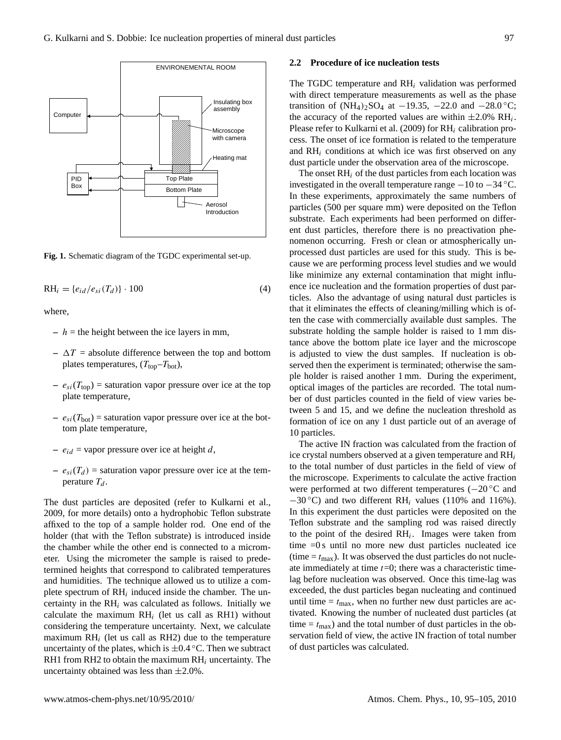Fig. 1. Schematic diagram of the TGDC experimental set-up.

$$\mathrm{RH}_i = \{e_{id}/e_{si}(T_d)\} \cdot 100 \tag{4}$$

where,

- $h$ = the height between the ice layers in mm,
- $\Delta T$ = absolute difference between the top and bottom plates temperatures, ($T_{\mathrm{top}}$–$T_{\mathrm{bot}}$),
- $e_{si}(T_{\mathrm{top}})$ = saturation vapor pressure over ice at the top plate temperature,
- $e_{si}(T_{\mathrm{bot}})$ = saturation vapor pressure over ice at the bottom plate temperature,
- $e_{id}$ = vapor pressure over ice at height $d$,
- $e_{si}(T_d)$ = saturation vapor pressure over ice at the temperature $T_d$.

The dust particles are deposited (refer to Kulkarni et al., 2009, for more details) onto a hydrophobic Teflon substrate affixed to the top of a sample holder rod. One end of the holder (that with the Teflon substrate) is introduced inside the chamber while the other end is connected to a micrometer. Using the micrometer the sample is raised to predetermined heights that correspond to calibrated temperatures and humidities. The technique allowed us to utilize a complete spectrum of $\mathrm{RH}_i$ induced inside the chamber. The uncertainty in the $\mathrm{RH}_i$ was calculated as follows. Initially we calculate the maximum $\mathrm{RH}_i$ (let us call as RH1) without considering the temperature uncertainty. Next, we calculate maximum $\mathrm{RH}_i$ (let us call as RH2) due to the temperature uncertainty of the plates, which is $\pm 0.4\,^{\circ}\mathrm{C}$. Then we subtract RH1 from RH2 to obtain the maximum $\mathrm{RH}_i$ uncertainty. The uncertainty obtained was less than $\pm 2.0\%$.

### 2.2 Procedure of ice nucleation tests

The TGDC temperature and $\mathrm{RH}_i$ validation was performed with direct temperature measurements as well as the phase transition of $(NH_4)_2SO_4$ at $-19.35$, $-22.0$ and $-28.0\,^{\circ}\mathrm{C}$; the accuracy of the reported values are within $\pm 2.0\%$ $\mathrm{RH}_i$. Please refer to Kulkarni et al. (2009) for $\mathrm{RH}_i$ calibration process. The onset of ice formation is related to the temperature and $\mathrm{RH}_i$ conditions at which ice was first observed on any dust particle under the observation area of the microscope.

The onset $\mathrm{RH}_i$ of the dust particles from each location was investigated in the overall temperature range $-10$ to $-34\,^{\circ}\mathrm{C}$. In these experiments, approximately the same numbers of particles (500 per square mm) were deposited on the Teflon substrate. Each experiments had been performed on different dust particles, therefore there is no preactivation phenomenon occurring. Fresh or clean or atmospherically unprocessed dust particles are used for this study. This is because we are performing process level studies and we would like minimize any external contamination that might influence ice nucleation and the formation properties of dust particles. Also the advantage of using natural dust particles is that it eliminates the effects of cleaning/milling which is often the case with commercially available dust samples. The substrate holding the sample holder is raised to 1 mm distance above the bottom plate ice layer and the microscope is adjusted to view the dust samples. If nucleation is observed then the experiment is terminated; otherwise the sample holder is raised another 1 mm. During the experiment, optical images of the particles are recorded. The total number of dust particles counted in the field of view varies between 5 and 15, and we define the nucleation threshold as formation of ice on any 1 dust particle out of an average of 10 particles.

The active IN fraction was calculated from the fraction of ice crystal numbers observed at a given temperature and $\mathrm{RH}_i$ to the total number of dust particles in the field of view of the microscope. Experiments to calculate the active fraction were performed at two different temperatures ($-20\,^{\circ}\mathrm{C}$ and $-30\,^{\circ}\mathrm{C}$) and two different $\mathrm{RH}_i$ values (110% and 116%). In this experiment the dust particles were deposited on the Teflon substrate and the sampling rod was raised directly to the point of the desired $\mathrm{RH}_i$. Images were taken from time =0 s until no more new dust particles nucleated ice (time = $t_{\mathrm{max}}$). It was observed the dust particles do not nucleate immediately at time $t$=0; there was a characteristic time-lag before nucleation was observed. Once this time-lag was exceeded, the dust particles began nucleating and continued until time = $t_{\mathrm{max}}$, when no further new dust particles are activated. Knowing the number of nucleated dust particles (at time = $t_{\mathrm{max}}$) and the total number of dust particles in the observation field of view, the active IN fraction of total number of dust particles was calculated.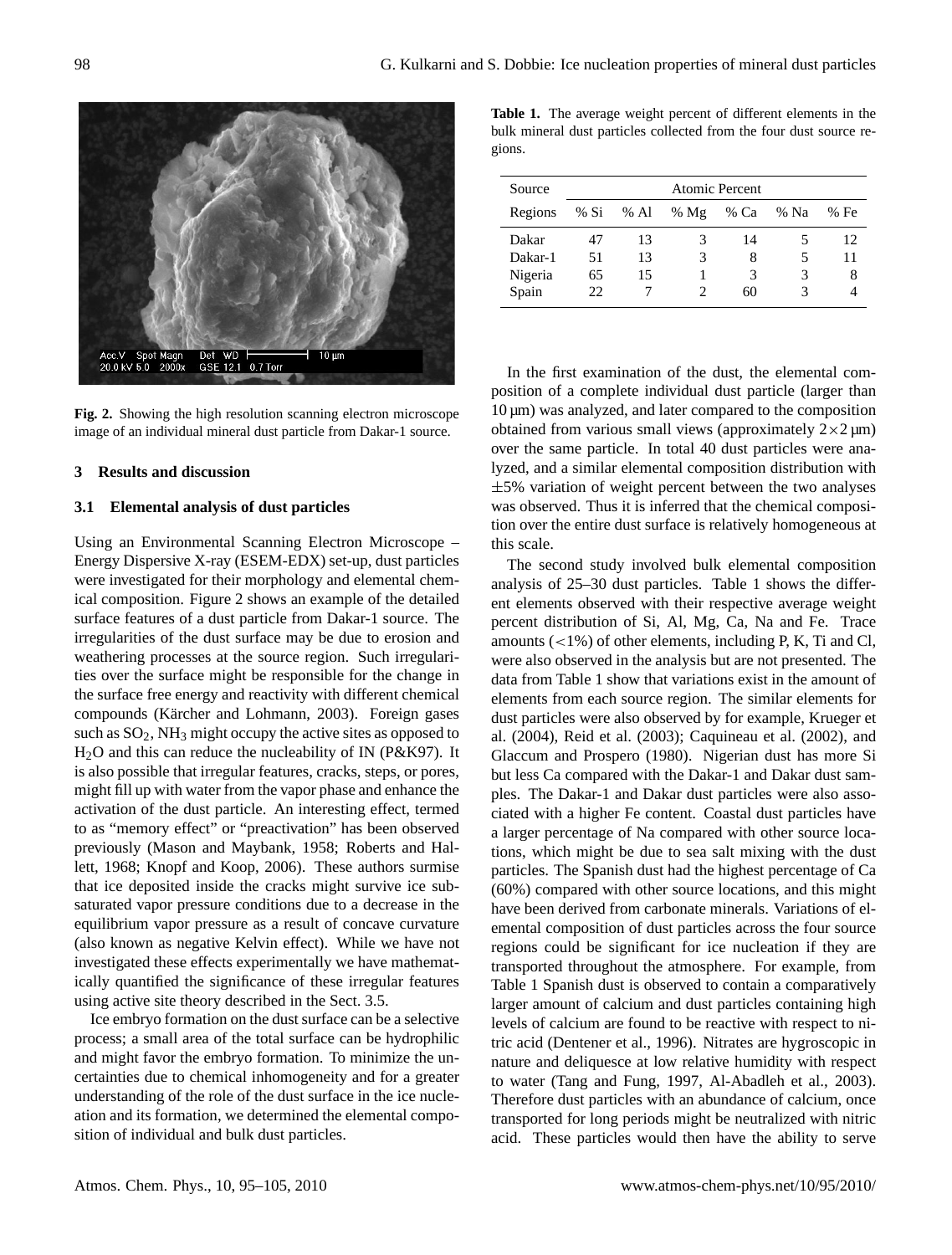Fig. 2. Showing the high resolution scanning electron microscope image of an individual mineral dust particle from Dakar-1 source.

## 3 Results and discussion

### 3.1 Elemental analysis of dust particles

Using an Environmental Scanning Electron Microscope – Energy Dispersive X-ray (ESEM-EDX) set-up, dust particles were investigated for their morphology and elemental chemical composition. Figure 2 shows an example of the detailed surface features of a dust particle from Dakar-1 source. The irregularities of the dust surface may be due to erosion and weathering processes at the source region. Such irregularities over the surface might be responsible for the change in the surface free energy and reactivity with different chemical compounds (Kärcher and Lohmann, 2003). Foreign gases such as $SO_2$, $NH_3$ might occupy the active sites as opposed to $H_2O$ and this can reduce the nucleability of IN (P&K97). It is also possible that irregular features, cracks, steps, or pores, might fill up with water from the vapor phase and enhance the activation of the dust particle. An interesting effect, termed to as "memory effect" or "preactivation" has been observed previously (Mason and Maybank, 1958; Roberts and Hallett, 1968; Knopf and Koop, 2006). These authors surmise that ice deposited inside the cracks might survive ice subsaturated vapor pressure conditions due to a decrease in the equilibrium vapor pressure as a result of concave curvature (also known as negative Kelvin effect). While we have not investigated these effects experimentally we have mathematically quantified the significance of these irregular features using active site theory described in the Sect. 3.5.

Ice embryo formation on the dust surface can be a selective process; a small area of the total surface can be hydrophilic and might favor the embryo formation. To minimize the uncertainties due to chemical inhomogeneity and for a greater understanding of the role of the dust surface in the ice nucleation and its formation, we determined the elemental composition of individual and bulk dust particles.

**Table 1.** The average weight percent of different elements in the bulk mineral dust particles collected from the four dust source regions.

| Source | Atomic Percent | | | | | |
|---|---|---|---|---|---|---|
| Regions | % Si | % Al | % Mg | % Ca | % Na | % Fe |
| Dakar | 47 | 13 | 3 | 14 | 5 | 12 |
| Dakar-1 | 51 | 13 | 3 | 8 | 5 | 11 |
| Nigeria | 65 | 15 | 1 | 3 | 3 | 8 |
| Spain | 22 | 7 | 2 | 60 | 3 | 4 |

In the first examination of the dust, the elemental composition of a complete individual dust particle (larger than 10 µm) was analyzed, and later compared to the composition obtained from various small views (approximately $2\times2$ µm) over the same particle. In total 40 dust particles were analyzed, and a similar elemental composition distribution with ±5% variation of weight percent between the two analyses was observed. Thus it is inferred that the chemical composition over the entire dust surface is relatively homogeneous at this scale.

The second study involved bulk elemental composition analysis of 25–30 dust particles. Table 1 shows the different elements observed with their respective average weight percent distribution of Si, Al, Mg, Ca, Na and Fe. Trace amounts (<1%) of other elements, including P, K, Ti and Cl, were also observed in the analysis but are not presented. The data from Table 1 show that variations exist in the amount of elements from each source region. The similar elements for dust particles were also observed by for example, Krueger et al. (2004), Reid et al. (2003); Caquineau et al. (2002), and Glaccum and Prospero (1980). Nigerian dust has more Si but less Ca compared with the Dakar-1 and Dakar dust samples. The Dakar-1 and Dakar dust particles were also associated with a higher Fe content. Coastal dust particles have a larger percentage of Na compared with other source locations, which might be due to sea salt mixing with the dust particles. The Spanish dust had the highest percentage of Ca (60%) compared with other source locations, and this might have been derived from carbonate minerals. Variations of elemental composition of dust particles across the four source regions could be significant for ice nucleation if they are transported throughout the atmosphere. For example, from Table 1 Spanish dust is observed to contain a comparatively larger amount of calcium and dust particles containing high levels of calcium are found to be reactive with respect to nitric acid (Dentener et al., 1996). Nitrates are hygroscopic in nature and deliquesce at low relative humidity with respect to water (Tang and Fung, 1997, Al-Abadleh et al., 2003). Therefore dust particles with an abundance of calcium, once transported for long periods might be neutralized with nitric acid. These particles would then have the ability to serve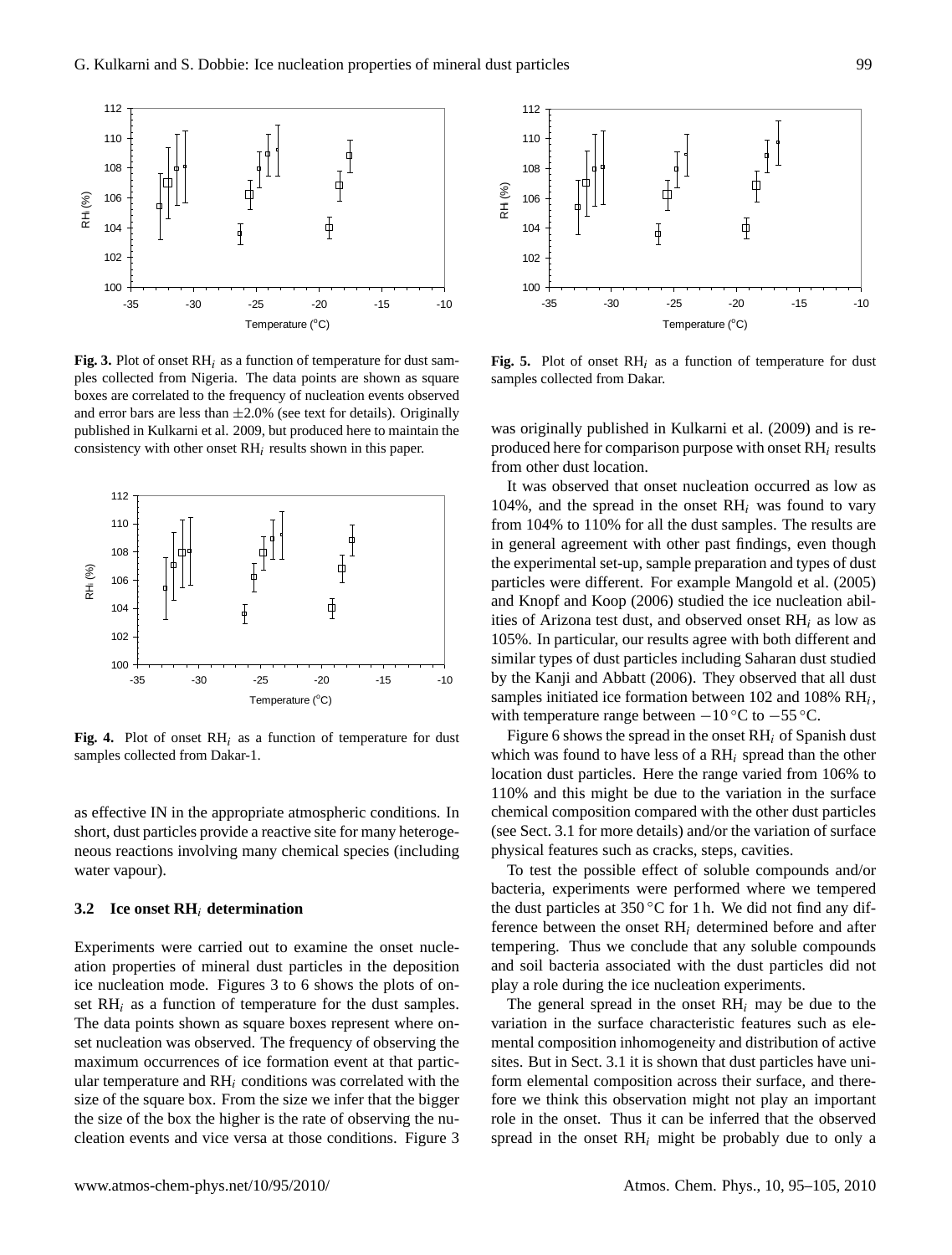**Fig. 3.** Plot of onset $RH_i$ as a function of temperature for dust samples collected from Nigeria. The data points are shown as square boxes are correlated to the frequency of nucleation events observed and error bars are less than $\pm 2.0\%$ (see text for details). Originally published in Kulkarni et al. 2009, but produced here to maintain the consistency with other onset $RH_i$ results shown in this paper.

**Fig. 4.** Plot of onset $RH_i$ as a function of temperature for dust samples collected from Dakar-1.

**Fig. 5.** Plot of onset $RH_i$ as a function of temperature for dust samples collected from Dakar.

as effective IN in the appropriate atmospheric conditions. In short, dust particles provide a reactive site for many heterogeneous reactions involving many chemical species (including water vapour).

### 3.2 Ice onset $RH_i$ determination

Experiments were carried out to examine the onset nucleation properties of mineral dust particles in the deposition ice nucleation mode. Figures 3 to 6 shows the plots of onset $RH_i$ as a function of temperature for the dust samples. The data points shown as square boxes represent where onset nucleation was observed. The frequency of observing the maximum occurrences of ice formation event at that particular temperature and $RH_i$ conditions was correlated with the size of the square box. From the size we infer that the bigger the size of the box the higher is the rate of observing the nucleation events and vice versa at those conditions. Figure 3 was originally published in Kulkarni et al. (2009) and is reproduced here for comparison purpose with onset $RH_i$ results from other dust location.

It was observed that onset nucleation occurred as low as 104%, and the spread in the onset $RH_i$ was found to vary from 104% to 110% for all the dust samples. The results are in general agreement with other past findings, even though the experimental set-up, sample preparation and types of dust particles were different. For example Mangold et al. (2005) and Knopf and Koop (2006) studied the ice nucleation abilities of Arizona test dust, and observed onset $RH_i$ as low as 105%. In particular, our results agree with both different and similar types of dust particles including Saharan dust studied by the Kanji and Abbatt (2006). They observed that all dust samples initiated ice formation between 102 and 108% $RH_i$, with temperature range between $-10\,^{\circ}$C to $-55\,^{\circ}$C.

Figure 6 shows the spread in the onset $RH_i$ of Spanish dust which was found to have less of a $RH_i$ spread than the other location dust particles. Here the range varied from 106% to 110% and this might be due to the variation in the surface chemical composition compared with the other dust particles (see Sect. 3.1 for more details) and/or the variation of surface physical features such as cracks, steps, cavities.

To test the possible effect of soluble compounds and/or bacteria, experiments were performed where we tempered the dust particles at $350\,^{\circ}$C for 1 h. We did not find any difference between the onset $RH_i$ determined before and after tempering. Thus we conclude that any soluble compounds and soil bacteria associated with the dust particles did not play a role during the ice nucleation experiments.

The general spread in the onset $RH_i$ may be due to the variation in the surface characteristic features such as elemental composition inhomogeneity and distribution of active sites. But in Sect. 3.1 it is shown that dust particles have uniform elemental composition across their surface, and therefore we think this observation might not play an important role in the onset. Thus it can be inferred that the observed spread in the onset $RH_i$ might be probably due to only a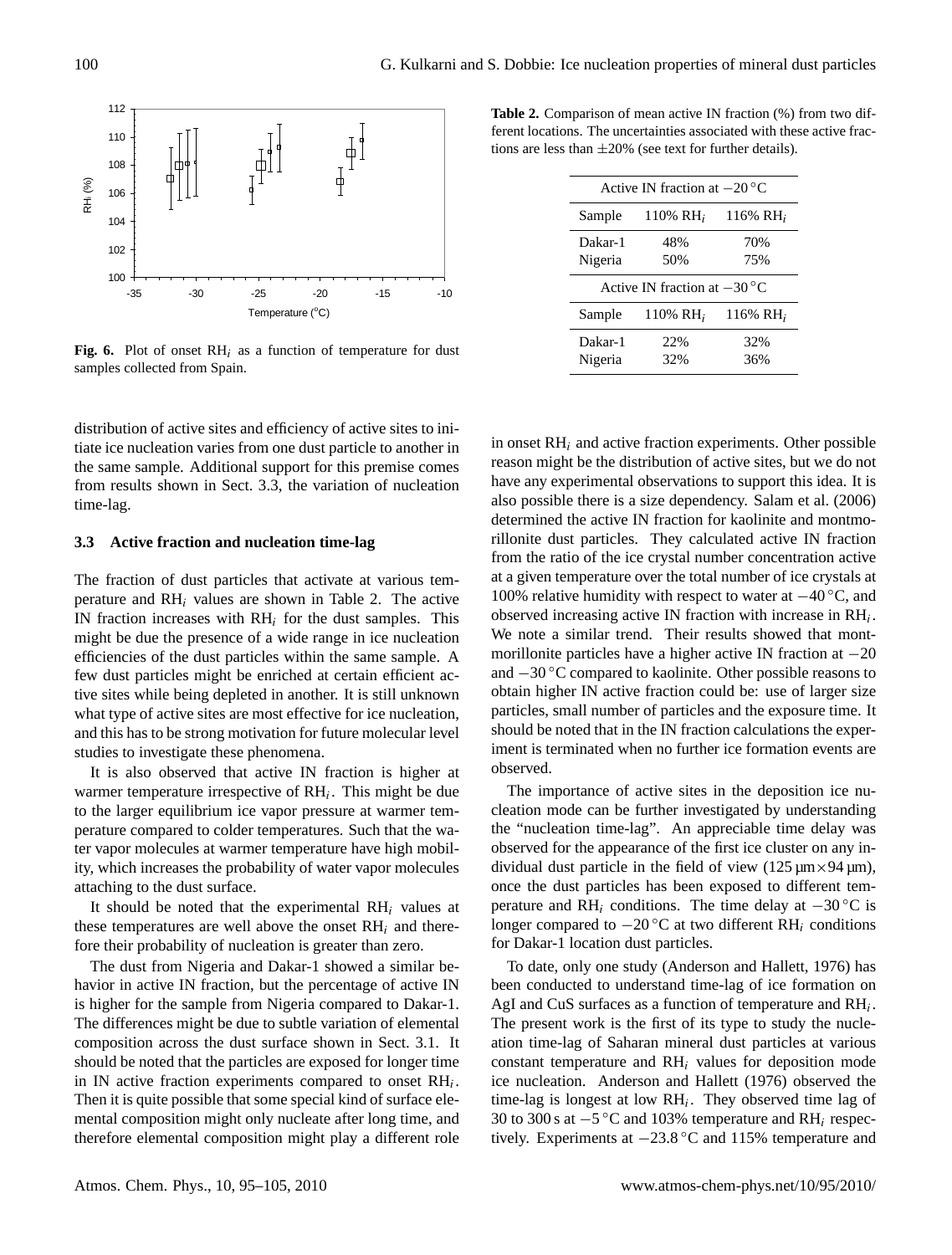**Fig. 6.** Plot of onset $RH_i$ as a function of temperature for dust samples collected from Spain.

**Table 2.** Comparison of mean active IN fraction (%) from two different locations. The uncertainties associated with these active fractions are less than ±20% (see text for further details).

| Active IN fraction at −20 °C | | |
|---|---|---|
| Sample | 110% $RH_i$ | 116% $RH_i$ |
| Dakar-1 | 48% | 70% |
| Nigeria | 50% | 75% |
| **Active IN fraction at −30 °C** | | |
| Sample | 110% $RH_i$ | 116% $RH_i$ |
| Dakar-1 | 22% | 32% |
| Nigeria | 32% | 36% |

distribution of active sites and efficiency of active sites to initiate ice nucleation varies from one dust particle to another in the same sample. Additional support for this premise comes from results shown in Sect. 3.3, the variation of nucleation time-lag.

### 3.3 Active fraction and nucleation time-lag

The fraction of dust particles that activate at various temperature and $RH_i$ values are shown in Table 2. The active IN fraction increases with $RH_i$ for the dust samples. This might be due the presence of a wide range in ice nucleation efficiencies of the dust particles within the same sample. A few dust particles might be enriched at certain efficient active sites while being depleted in another. It is still unknown what type of active sites are most effective for ice nucleation, and this has to be strong motivation for future molecular level studies to investigate these phenomena.

It is also observed that active IN fraction is higher at warmer temperature irrespective of $RH_i$. This might be due to the larger equilibrium ice vapor pressure at warmer temperature compared to colder temperatures. Such that the water vapor molecules at warmer temperature have high mobility, which increases the probability of water vapor molecules attaching to the dust surface.

It should be noted that the experimental $RH_i$ values at these temperatures are well above the onset $RH_i$ and therefore their probability of nucleation is greater than zero.

The dust from Nigeria and Dakar-1 showed a similar behavior in active IN fraction, but the percentage of active IN is higher for the sample from Nigeria compared to Dakar-1. The differences might be due to subtle variation of elemental composition across the dust surface shown in Sect. 3.1. It should be noted that the particles are exposed for longer time in IN active fraction experiments compared to onset $RH_i$. Then it is quite possible that some special kind of surface elemental composition might only nucleate after long time, and therefore elemental composition might play a different role in onset $RH_i$ and active fraction experiments. Other possible reason might be the distribution of active sites, but we do not have any experimental observations to support this idea. It is also possible there is a size dependency. Salam et al. (2006) determined the active IN fraction for kaolinite and montmorillonite dust particles. They calculated active IN fraction from the ratio of the ice crystal number concentration active at a given temperature over the total number of ice crystals at 100% relative humidity with respect to water at −40 °C, and observed increasing active IN fraction with increase in $RH_i$. We note a similar trend. Their results showed that montmorillonite particles have a higher active IN fraction at −20 and −30 °C compared to kaolinite. Other possible reasons to obtain higher IN active fraction could be: use of larger size particles, small number of particles and the exposure time. It should be noted that in the IN fraction calculations the experiment is terminated when no further ice formation events are observed.

The importance of active sites in the deposition ice nucleation mode can be further investigated by understanding the "nucleation time-lag". An appreciable time delay was observed for the appearance of the first ice cluster on any individual dust particle in the field of view (125 µm×94 µm), once the dust particles has been exposed to different temperature and $RH_i$ conditions. The time delay at −30 °C is longer compared to −20 °C at two different $RH_i$ conditions for Dakar-1 location dust particles.

To date, only one study (Anderson and Hallett, 1976) has been conducted to understand time-lag of ice formation on AgI and CuS surfaces as a function of temperature and $RH_i$. The present work is the first of its type to study the nucleation time-lag of Saharan mineral dust particles at various constant temperature and $RH_i$ values for deposition mode ice nucleation. Anderson and Hallett (1976) observed the time-lag is longest at low $RH_i$. They observed time lag of 30 to 300 s at −5 °C and 103% temperature and $RH_i$ respectively. Experiments at −23.8 °C and 115% temperature and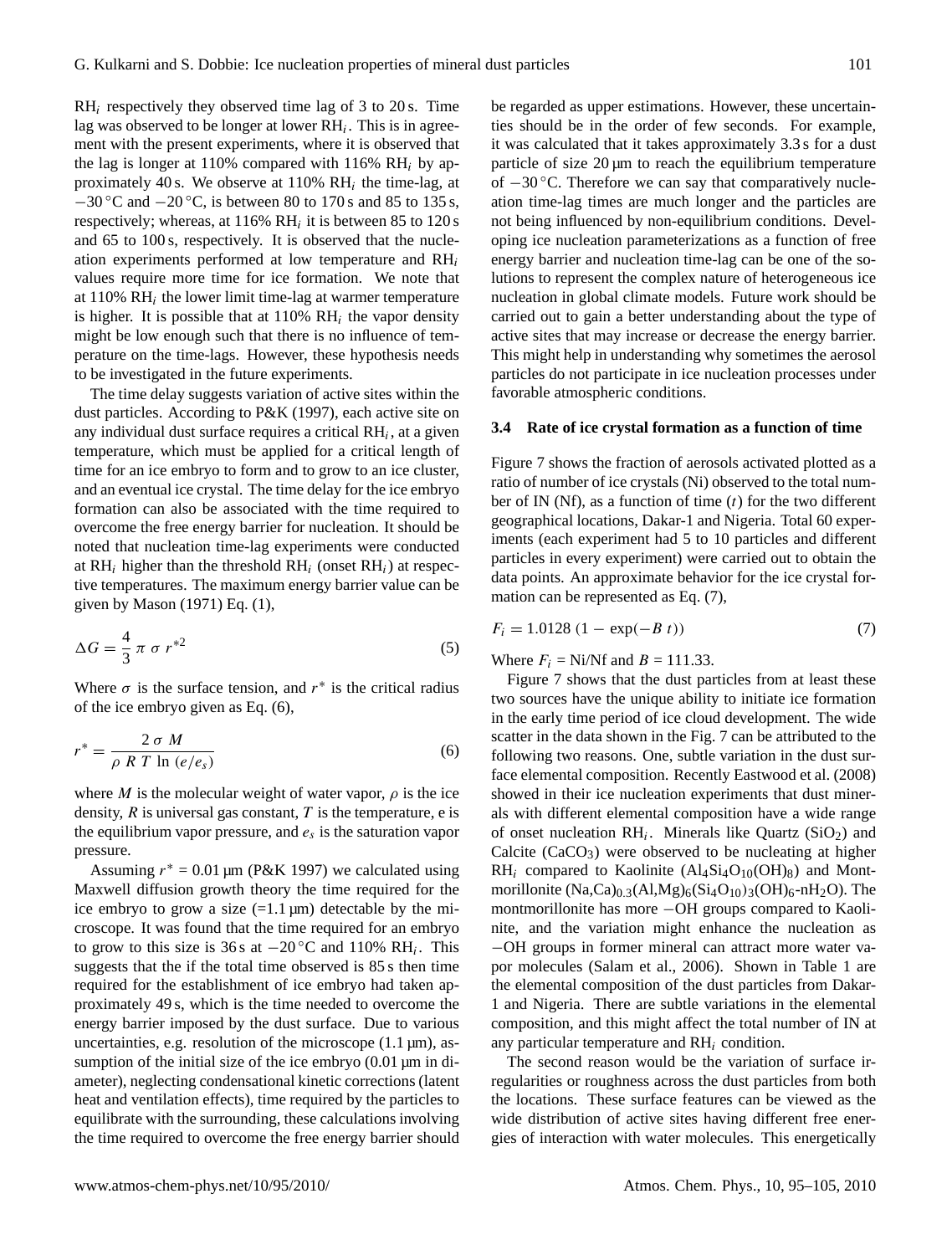$RH_i$ respectively they observed time lag of 3 to 20 s. Time lag was observed to be longer at lower $RH_i$. This is in agreement with the present experiments, where it is observed that the lag is longer at 110% compared with 116% $RH_i$ by approximately 40 s. We observe at 110% $RH_i$ the time-lag, at $-30\,^{\circ}$C and $-20\,^{\circ}$C, is between 80 to 170 s and 85 to 135 s, respectively; whereas, at 116% $RH_i$ it is between 85 to 120 s and 65 to 100 s, respectively. It is observed that the nucleation experiments performed at low temperature and $RH_i$ values require more time for ice formation. We note that at 110% $RH_i$ the lower limit time-lag at warmer temperature is higher. It is possible that at 110% $RH_i$ the vapor density might be low enough such that there is no influence of temperature on the time-lags. However, these hypothesis needs to be investigated in the future experiments.

The time delay suggests variation of active sites within the dust particles. According to P&K (1997), each active site on any individual dust surface requires a critical $RH_i$, at a given temperature, which must be applied for a critical length of time for an ice embryo to form and to grow to an ice cluster, and an eventual ice crystal. The time delay for the ice embryo formation can also be associated with the time required to overcome the free energy barrier for nucleation. It should be noted that nucleation time-lag experiments were conducted at $RH_i$ higher than the threshold $RH_i$ (onset $RH_i$) at respective temperatures. The maximum energy barrier value can be given by Mason (1971) Eq. (1),

$$\Delta G = \frac{4}{3}\,\pi\,\sigma\,r^{*2} \tag{5}$$

Where $\sigma$ is the surface tension, and $r^*$ is the critical radius of the ice embryo given as Eq. (6),

$$r^* = \frac{2\,\sigma\,M}{\rho\,R\,T\,\ln\,(e/e_s)} \tag{6}$$

where $M$ is the molecular weight of water vapor, $\rho$ is the ice density, $R$ is universal gas constant, $T$ is the temperature, e is the equilibrium vapor pressure, and $e_s$ is the saturation vapor pressure.

Assuming $r^* = 0.01$ µm (P&K 1997) we calculated using Maxwell diffusion growth theory the time required for the ice embryo to grow a size (=1.1 µm) detectable by the microscope. It was found that the time required for an embryo to grow to this size is 36 s at $-20\,^{\circ}$C and 110% $RH_i$. This suggests that the if the total time observed is 85 s then time required for the establishment of ice embryo had taken approximately 49 s, which is the time needed to overcome the energy barrier imposed by the dust surface. Due to various uncertainties, e.g. resolution of the microscope (1.1 µm), assumption of the initial size of the ice embryo (0.01 µm in diameter), neglecting condensational kinetic corrections (latent heat and ventilation effects), time required by the particles to equilibrate with the surrounding, these calculations involving the time required to overcome the free energy barrier should be regarded as upper estimations. However, these uncertainties should be in the order of few seconds. For example, it was calculated that it takes approximately 3.3 s for a dust particle of size 20 µm to reach the equilibrium temperature of $-30\,^{\circ}$C. Therefore we can say that comparatively nucleation time-lag times are much longer and the particles are not being influenced by non-equilibrium conditions. Developing ice nucleation parameterizations as a function of free energy barrier and nucleation time-lag can be one of the solutions to represent the complex nature of heterogeneous ice nucleation in global climate models. Future work should be carried out to gain a better understanding about the type of active sites that may increase or decrease the energy barrier. This might help in understanding why sometimes the aerosol particles do not participate in ice nucleation processes under favorable atmospheric conditions.

### 3.4 Rate of ice crystal formation as a function of time

Figure 7 shows the fraction of aerosols activated plotted as a ratio of number of ice crystals (Ni) observed to the total number of IN (Nf), as a function of time ($t$) for the two different geographical locations, Dakar-1 and Nigeria. Total 60 experiments (each experiment had 5 to 10 particles and different particles in every experiment) were carried out to obtain the data points. An approximate behavior for the ice crystal formation can be represented as Eq. (7),

$$F_i = 1.0128\,(1 - \exp(-B\,t)) \tag{7}$$

Where $F_i$ = Ni/Nf and $B$ = 111.33.

Figure 7 shows that the dust particles from at least these two sources have the unique ability to initiate ice formation in the early time period of ice cloud development. The wide scatter in the data shown in the Fig. 7 can be attributed to the following two reasons. One, subtle variation in the dust surface elemental composition. Recently Eastwood et al. (2008) showed in their ice nucleation experiments that dust minerals with different elemental composition have a wide range of onset nucleation $RH_i$. Minerals like Quartz ($SiO_2$) and Calcite ($CaCO_3$) were observed to be nucleating at higher $RH_i$ compared to Kaolinite ($Al_4Si_4O_{10}(OH)_8$) and Montmorillonite ($(Na,Ca)_{0.3}(Al,Mg)_6(Si_4O_{10})_3(OH)_6$-$nH_2O$). The montmorillonite has more $-$OH groups compared to Kaolinite, and the variation might enhance the nucleation as $-$OH groups in former mineral can attract more water vapor molecules (Salam et al., 2006). Shown in Table 1 are the elemental composition of the dust particles from Dakar-1 and Nigeria. There are subtle variations in the elemental composition, and this might affect the total number of IN at any particular temperature and $RH_i$ condition.

The second reason would be the variation of surface irregularities or roughness across the dust particles from both the locations. These surface features can be viewed as the wide distribution of active sites having different free energies of interaction with water molecules. This energetically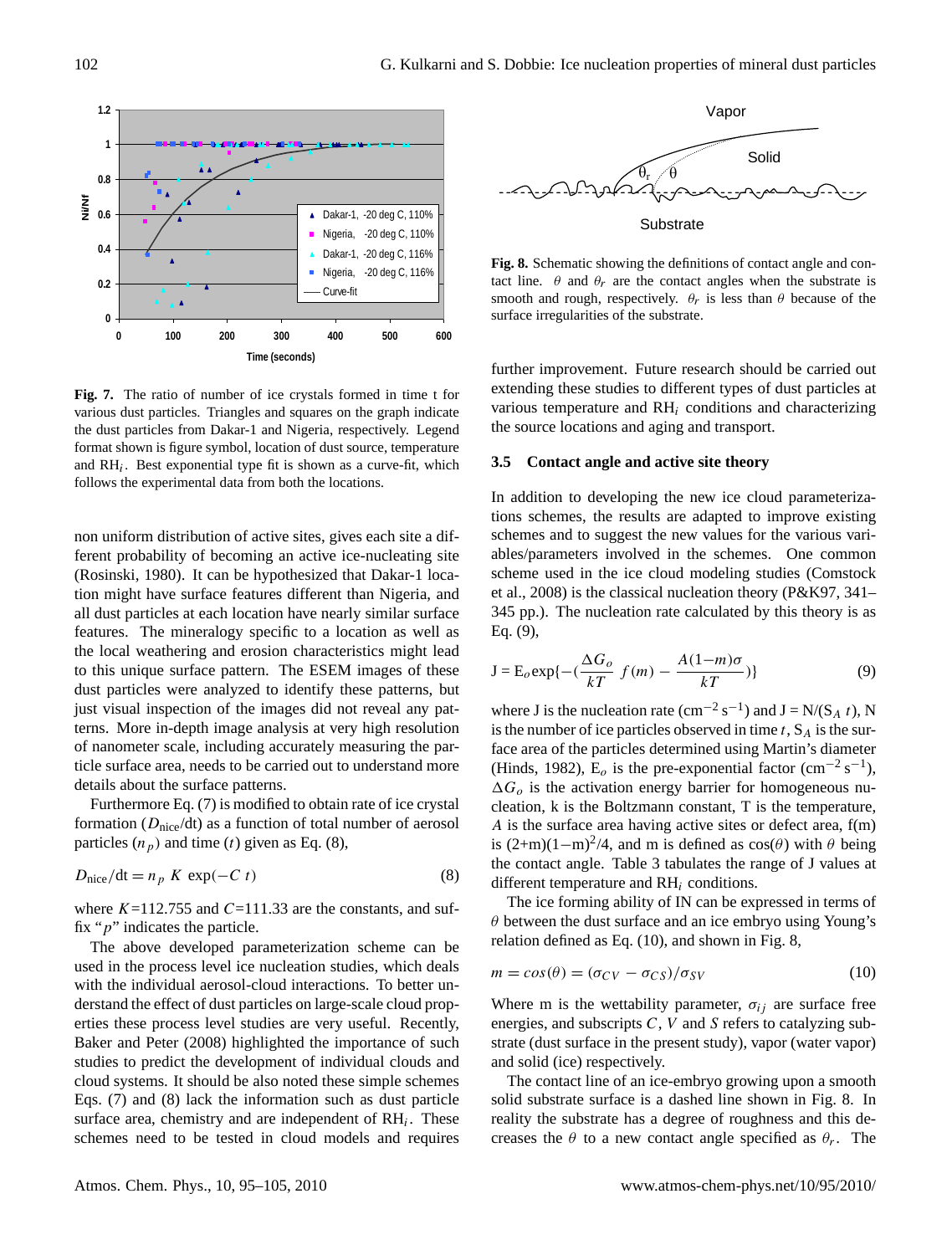**Fig. 7.** The ratio of number of ice crystals formed in time t for various dust particles. Triangles and squares on the graph indicate the dust particles from Dakar-1 and Nigeria, respectively. Legend format shown is figure symbol, location of dust source, temperature and $RH_i$. Best exponential type fit is shown as a curve-fit, which follows the experimental data from both the locations.

non uniform distribution of active sites, gives each site a different probability of becoming an active ice-nucleating site (Rosinski, 1980). It can be hypothesized that Dakar-1 location might have surface features different than Nigeria, and all dust particles at each location have nearly similar surface features. The mineralogy specific to a location as well as the local weathering and erosion characteristics might lead to this unique surface pattern. The ESEM images of these dust particles were analyzed to identify these patterns, but just visual inspection of the images did not reveal any patterns. More in-depth image analysis at very high resolution of nanometer scale, including accurately measuring the particle surface area, needs to be carried out to understand more details about the surface patterns.

Furthermore Eq. (7) is modified to obtain rate of ice crystal formation ($D_{\text{nice}}$/dt) as a function of total number of aerosol particles ($n_p$) and time ($t$) given as Eq. (8),

$$D_{\text{nice}}/\text{dt} = n_p\ K\ \exp(-C\ t) \tag{8}$$

where $K$=112.755 and $C$=111.33 are the constants, and suffix "$p$" indicates the particle.

The above developed parameterization scheme can be used in the process level ice nucleation studies, which deals with the individual aerosol-cloud interactions. To better understand the effect of dust particles on large-scale cloud properties these process level studies are very useful. Recently, Baker and Peter (2008) highlighted the importance of such studies to predict the development of individual clouds and cloud systems. It should be also noted these simple schemes Eqs. (7) and (8) lack the information such as dust particle surface area, chemistry and are independent of $RH_i$. These schemes need to be tested in cloud models and requires further improvement. Future research should be carried out extending these studies to different types of dust particles at various temperature and $RH_i$ conditions and characterizing the source locations and aging and transport.

**Fig. 8.** Schematic showing the definitions of contact angle and contact line. $\theta$ and $\theta_r$ are the contact angles when the substrate is smooth and rough, respectively. $\theta_r$ is less than $\theta$ because of the surface irregularities of the substrate.

### 3.5 Contact angle and active site theory

In addition to developing the new ice cloud parameterizations schemes, the results are adapted to improve existing schemes and to suggest the new values for the various variables/parameters involved in the schemes. One common scheme used in the ice cloud modeling studies (Comstock et al., 2008) is the classical nucleation theory (P&K97, 341–345 pp.). The nucleation rate calculated by this theory is as Eq. (9),

$$\text{J} = \text{E}_o \exp\{-(\frac{\Delta G_o}{kT}\ f(m) - \frac{A(1-m)\sigma}{kT})\} \tag{9}$$

where J is the nucleation rate ($\text{cm}^{-2}\,\text{s}^{-1}$) and J = N/($S_A$ $t$), N is the number of ice particles observed in time $t$, $S_A$ is the surface area of the particles determined using Martin's diameter (Hinds, 1982), $E_o$ is the pre-exponential factor ($\text{cm}^{-2}\,\text{s}^{-1}$), $\Delta G_o$ is the activation energy barrier for homogeneous nucleation, k is the Boltzmann constant, T is the temperature, $A$ is the surface area having active sites or defect area, f(m) is $(2+\text{m})(1-\text{m})^2/4$, and m is defined as $\cos(\theta)$ with $\theta$ being the contact angle. Table 3 tabulates the range of J values at different temperature and $RH_i$ conditions.

The ice forming ability of IN can be expressed in terms of $\theta$ between the dust surface and an ice embryo using Young's relation defined as Eq. (10), and shown in Fig. 8,

$$m = cos(\theta) = (\sigma_{CV} - \sigma_{CS})/\sigma_{SV} \tag{10}$$

Where m is the wettability parameter, $\sigma_{ij}$ are surface free energies, and subscripts $C$, $V$ and $S$ refers to catalyzing substrate (dust surface in the present study), vapor (water vapor) and solid (ice) respectively.

The contact line of an ice-embryo growing upon a smooth solid substrate surface is a dashed line shown in Fig. 8. In reality the substrate has a degree of roughness and this decreases the $\theta$ to a new contact angle specified as $\theta_r$. The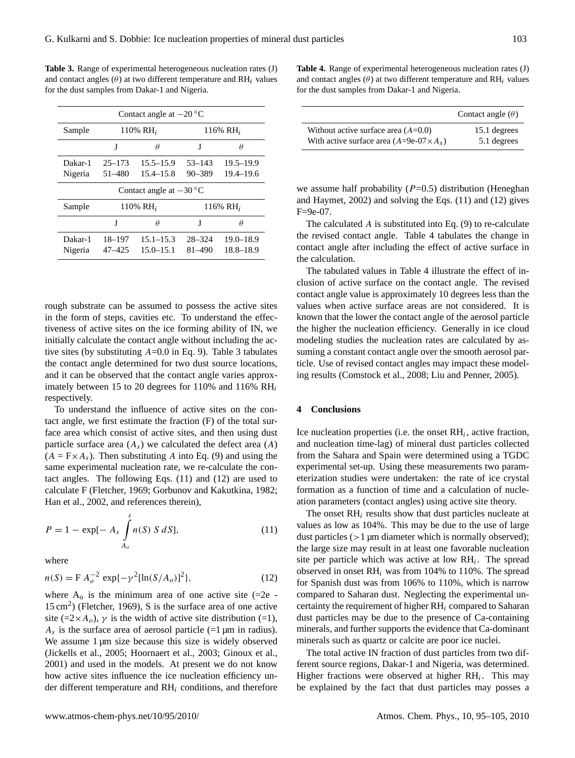**Table 3.** Range of experimental heterogeneous nucleation rates (J) and contact angles ($\theta$) at two different temperature and $RH_i$ values for the dust samples from Dakar-1 and Nigeria.

| Contact angle at −20 °C | | | | |
|---|---|---|---|---|
| Sample | 110% $RH_i$ | | 116% $RH_i$ | |
| | J | $\theta$ | J | $\theta$ |
| Dakar-1 | 25–173 | 15.5–15.9 | 53–143 | 19.5–19.9 |
| Nigeria | 51–480 | 15.4–15.8 | 90–389 | 19.4–19.6 |
| **Contact angle at −30 °C** | | | | |
| Sample | 110% $RH_i$ | | 116% $RH_i$ | |
| | J | $\theta$ | J | $\theta$ |
| Dakar-1 | 18–197 | 15.1–15.3 | 28–324 | 19.0–18.9 |
| Nigeria | 47–425 | 15.0–15.1 | 81–490 | 18.8–18.9 |

rough substrate can be assumed to possess the active sites in the form of steps, cavities etc. To understand the effectiveness of active sites on the ice forming ability of IN, we initially calculate the contact angle without including the active sites (by substituting $A$=0.0 in Eq. 9). Table 3 tabulates the contact angle determined for two dust source locations, and it can be observed that the contact angle varies approximately between 15 to 20 degrees for 110% and 116% $RH_i$ respectively.

To understand the influence of active sites on the contact angle, we first estimate the fraction (F) of the total surface area which consist of active sites, and then using dust particle surface area ($A_s$) we calculated the defect area ($A$) ($A$ = F×$A_s$). Then substituting $A$ into Eq. (9) and using the same experimental nucleation rate, we re-calculate the contact angles. The following Eqs. (11) and (12) are used to calculate F (Fletcher, 1969; Gorbunov and Kakutkina, 1982; Han et al., 2002, and references therein),

$$P = 1 - \exp[- A_s \int_{A_o}^{s} n(S)\; S\; dS], \tag{11}$$

where

$$n(S) = \mathrm{F}\; A_o^{-2}\; \exp\{-\gamma^2[\ln(S/A_o)]^2\}, \tag{12}$$

where $A_o$ is the minimum area of one active site (=2e - 15 cm$^2$) (Fletcher, 1969), S is the surface area of one active site (=2×$A_o$), $\gamma$ is the width of active site distribution (=1), $A_s$ is the surface area of aerosol particle (=1 µm in radius). We assume 1 µm size because this size is widely observed (Jickells et al., 2005; Hoornaert et al., 2003; Ginoux et al., 2001) and used in the models. At present we do not know how active sites influence the ice nucleation efficiency under different temperature and $RH_i$ conditions, and therefore we assume half probability ($P$=0.5) distribution (Heneghan and Haymet, 2002) and solving the Eqs. (11) and (12) gives F=9e-07.

**Table 4.** Range of experimental heterogeneous nucleation rates (J) and contact angles ($\theta$) at two different temperature and $RH_i$ values for the dust samples from Dakar-1 and Nigeria.

| | Contact angle ($\theta$) |
|---|---|
| Without active surface area ($A$=0.0) | 15.1 degrees |
| With active surface area ($A$=9e-07×$A_s$) | 5.1 degrees |

The calculated $A$ is substituted into Eq. (9) to re-calculate the revised contact angle. Table 4 tabulates the change in contact angle after including the effect of active surface in the calculation.

The tabulated values in Table 4 illustrate the effect of inclusion of active surface on the contact angle. The revised contact angle value is approximately 10 degrees less than the values when active surface areas are not considered. It is known that the lower the contact angle of the aerosol particle the higher the nucleation efficiency. Generally in ice cloud modeling studies the nucleation rates are calculated by assuming a constant contact angle over the smooth aerosol particle. Use of revised contact angles may impact these modeling results (Comstock et al., 2008; Liu and Penner, 2005).

## 4 Conclusions

Ice nucleation properties (i.e. the onset $RH_i$, active fraction, and nucleation time-lag) of mineral dust particles collected from the Sahara and Spain were determined using a TGDC experimental set-up. Using these measurements two parameterization studies were undertaken: the rate of ice crystal formation as a function of time and a calculation of nucleation parameters (contact angles) using active site theory.

The onset $RH_i$ results show that dust particles nucleate at values as low as 104%. This may be due to the use of large dust particles (>1 µm diameter which is normally observed); the large size may result in at least one favorable nucleation site per particle which was active at low $RH_i$. The spread observed in onset $RH_i$ was from 104% to 110%. The spread for Spanish dust was from 106% to 110%, which is narrow compared to Saharan dust. Neglecting the experimental uncertainty the requirement of higher $RH_i$ compared to Saharan dust particles may be due to the presence of Ca-containing minerals, and further supports the evidence that Ca-dominant minerals such as quartz or calcite are poor ice nuclei.

The total active IN fraction of dust particles from two different source regions, Dakar-1 and Nigeria, was determined. Higher fractions were observed at higher $RH_i$. This may be explained by the fact that dust particles may posses a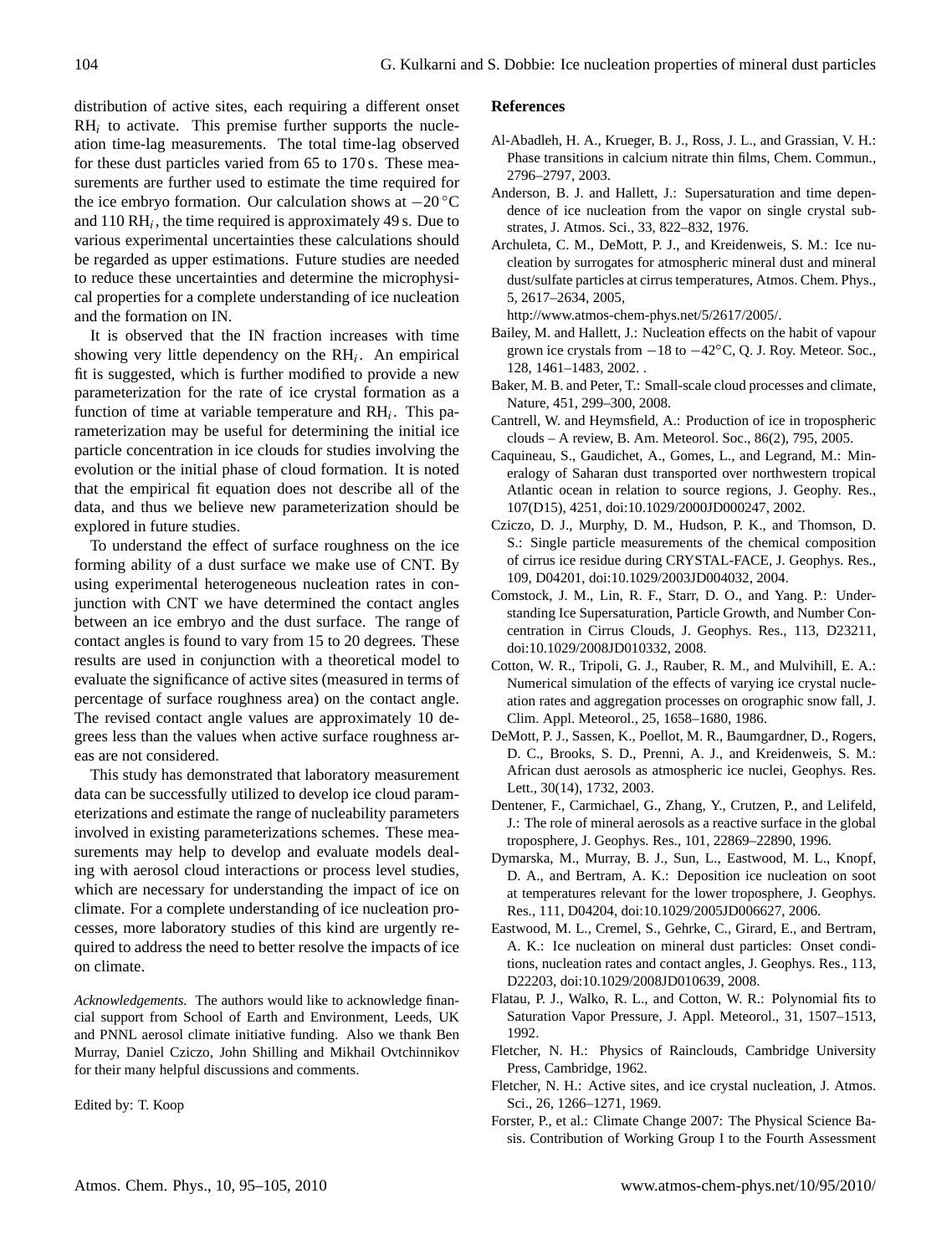distribution of active sites, each requiring a different onset $RH_i$ to activate. This premise further supports the nucleation time-lag measurements. The total time-lag observed for these dust particles varied from 65 to 170 s. These measurements are further used to estimate the time required for the ice embryo formation. Our calculation shows at $-20\,°C$ and 110 $RH_i$, the time required is approximately 49 s. Due to various experimental uncertainties these calculations should be regarded as upper estimations. Future studies are needed to reduce these uncertainties and determine the microphysical properties for a complete understanding of ice nucleation and the formation on IN.

It is observed that the IN fraction increases with time showing very little dependency on the $RH_i$. An empirical fit is suggested, which is further modified to provide a new parameterization for the rate of ice crystal formation as a function of time at variable temperature and $RH_i$. This parameterization may be useful for determining the initial ice particle concentration in ice clouds for studies involving the evolution or the initial phase of cloud formation. It is noted that the empirical fit equation does not describe all of the data, and thus we believe new parameterization should be explored in future studies.

To understand the effect of surface roughness on the ice forming ability of a dust surface we make use of CNT. By using experimental heterogeneous nucleation rates in conjunction with CNT we have determined the contact angles between an ice embryo and the dust surface. The range of contact angles is found to vary from 15 to 20 degrees. These results are used in conjunction with a theoretical model to evaluate the significance of active sites (measured in terms of percentage of surface roughness area) on the contact angle. The revised contact angle values are approximately 10 degrees less than the values when active surface roughness areas are not considered.

This study has demonstrated that laboratory measurement data can be successfully utilized to develop ice cloud parameterizations and estimate the range of nucleability parameters involved in existing parameterizations schemes. These measurements may help to develop and evaluate models dealing with aerosol cloud interactions or process level studies, which are necessary for understanding the impact of ice on climate. For a complete understanding of ice nucleation processes, more laboratory studies of this kind are urgently required to address the need to better resolve the impacts of ice on climate.

*Acknowledgements.* The authors would like to acknowledge financial support from School of Earth and Environment, Leeds, UK and PNNL aerosol climate initiative funding. Also we thank Ben Murray, Daniel Cziczo, John Shilling and Mikhail Ovtchinnikov for their many helpful discussions and comments.

Edited by: T. Koop

## References

Al-Abadleh, H. A., Krueger, B. J., Ross, J. L., and Grassian, V. H.: Phase transitions in calcium nitrate thin films, Chem. Commun., 2796–2797, 2003.

Anderson, B. J. and Hallett, J.: Supersaturation and time dependence of ice nucleation from the vapor on single crystal substrates, J. Atmos. Sci., 33, 822–832, 1976.

Archuleta, C. M., DeMott, P. J., and Kreidenweis, S. M.: Ice nucleation by surrogates for atmospheric mineral dust and mineral dust/sulfate particles at cirrus temperatures, Atmos. Chem. Phys., 5, 2617–2634, 2005, http://www.atmos-chem-phys.net/5/2617/2005/.

Bailey, M. and Hallett, J.: Nucleation effects on the habit of vapour grown ice crystals from $-18$ to $-42°C$, Q. J. Roy. Meteor. Soc., 128, 1461–1483, 2002. .

Baker, M. B. and Peter, T.: Small-scale cloud processes and climate, Nature, 451, 299–300, 2008.

Cantrell, W. and Heymsfield, A.: Production of ice in tropospheric clouds – A review, B. Am. Meteorol. Soc., 86(2), 795, 2005.

Caquineau, S., Gaudichet, A., Gomes, L., and Legrand, M.: Mineralogy of Saharan dust transported over northwestern tropical Atlantic ocean in relation to source regions, J. Geophy. Res., 107(D15), 4251, doi:10.1029/2000JD000247, 2002.

Cziczo, D. J., Murphy, D. M., Hudson, P. K., and Thomson, D. S.: Single particle measurements of the chemical composition of cirrus ice residue during CRYSTAL-FACE, J. Geophys. Res., 109, D04201, doi:10.1029/2003JD004032, 2004.

Comstock, J. M., Lin, R. F., Starr, D. O., and Yang. P.: Understanding Ice Supersaturation, Particle Growth, and Number Concentration in Cirrus Clouds, J. Geophys. Res., 113, D23211, doi:10.1029/2008JD010332, 2008.

Cotton, W. R., Tripoli, G. J., Rauber, R. M., and Mulvihill, E. A.: Numerical simulation of the effects of varying ice crystal nucleation rates and aggregation processes on orographic snow fall, J. Clim. Appl. Meteorol., 25, 1658–1680, 1986.

DeMott, P. J., Sassen, K., Poellot, M. R., Baumgardner, D., Rogers, D. C., Brooks, S. D., Prenni, A. J., and Kreidenweis, S. M.: African dust aerosols as atmospheric ice nuclei, Geophys. Res. Lett., 30(14), 1732, 2003.

Dentener, F., Carmichael, G., Zhang, Y., Crutzen, P., and Lelifeld, J.: The role of mineral aerosols as a reactive surface in the global troposphere, J. Geophys. Res., 101, 22869–22890, 1996.

Dymarska, M., Murray, B. J., Sun, L., Eastwood, M. L., Knopf, D. A., and Bertram, A. K.: Deposition ice nucleation on soot at temperatures relevant for the lower troposphere, J. Geophys. Res., 111, D04204, doi:10.1029/2005JD006627, 2006.

Eastwood, M. L., Cremel, S., Gehrke, C., Girard, E., and Bertram, A. K.: Ice nucleation on mineral dust particles: Onset conditions, nucleation rates and contact angles, J. Geophys. Res., 113, D22203, doi:10.1029/2008JD010639, 2008.

Flatau, P. J., Walko, R. L., and Cotton, W. R.: Polynomial fits to Saturation Vapor Pressure, J. Appl. Meteorol., 31, 1507–1513, 1992.

Fletcher, N. H.: Physics of Rainclouds, Cambridge University Press, Cambridge, 1962.

Fletcher, N. H.: Active sites, and ice crystal nucleation, J. Atmos. Sci., 26, 1266–1271, 1969.

Forster, P., et al.: Climate Change 2007: The Physical Science Basis. Contribution of Working Group I to the Fourth Assessment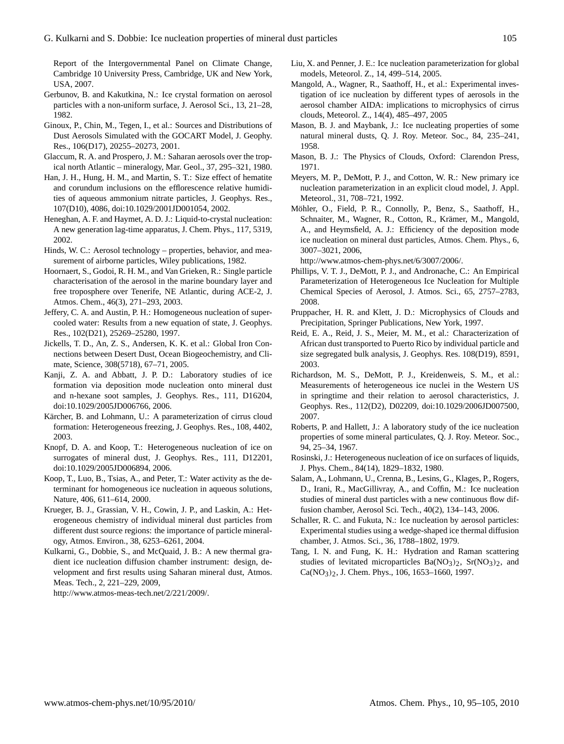Report of the Intergovernmental Panel on Climate Change, Cambridge 10 University Press, Cambridge, UK and New York, USA, 2007.

Gerbunov, B. and Kakutkina, N.: Ice crystal formation on aerosol particles with a non-uniform surface, J. Aerosol Sci., 13, 21–28, 1982.

Ginoux, P., Chin, M., Tegen, I., et al.: Sources and Distributions of Dust Aerosols Simulated with the GOCART Model, J. Geophy. Res., 106(D17), 20255–20273, 2001.

Glaccum, R. A. and Prospero, J. M.: Saharan aerosols over the tropical north Atlantic – mineralogy, Mar. Geol., 37, 295–321, 1980.

Han, J. H., Hung, H. M., and Martin, S. T.: Size effect of hematite and corundum inclusions on the efflorescence relative humidities of aqueous ammonium nitrate particles, J. Geophys. Res., 107(D10), 4086, doi:10.1029/2001JD001054, 2002.

Heneghan, A. F. and Haymet, A. D. J.: Liquid-to-crystal nucleation: A new generation lag-time apparatus, J. Chem. Phys., 117, 5319, 2002.

Hinds, W. C.: Aerosol technology – properties, behavior, and measurement of airborne particles, Wiley publications, 1982.

Hoornaert, S., Godoi, R. H. M., and Van Grieken, R.: Single particle characterisation of the aerosol in the marine boundary layer and free troposphere over Tenerife, NE Atlantic, during ACE-2, J. Atmos. Chem., 46(3), 271–293, 2003.

Jeffery, C. A. and Austin, P. H.: Homogeneous nucleation of supercooled water: Results from a new equation of state, J. Geophys. Res., 102(D21), 25269–25280, 1997.

Jickells, T. D., An, Z. S., Andersen, K. K. et al.: Global Iron Connections between Desert Dust, Ocean Biogeochemistry, and Climate, Science, 308(5718), 67–71, 2005.

Kanji, Z. A. and Abbatt, J. P. D.: Laboratory studies of ice formation via deposition mode nucleation onto mineral dust and n-hexane soot samples, J. Geophys. Res., 111, D16204, doi:10.1029/2005JD006766, 2006.

Kärcher, B. and Lohmann, U.: A parameterization of cirrus cloud formation: Heterogeneous freezing, J. Geophys. Res., 108, 4402, 2003.

Knopf, D. A. and Koop, T.: Heterogeneous nucleation of ice on surrogates of mineral dust, J. Geophys. Res., 111, D12201, doi:10.1029/2005JD006894, 2006.

Koop, T., Luo, B., Tsias, A., and Peter, T.: Water activity as the determinant for homogeneous ice nucleation in aqueous solutions, Nature, 406, 611–614, 2000.

Krueger, B. J., Grassian, V. H., Cowin, J. P., and Laskin, A.: Heterogeneous chemistry of individual mineral dust particles from different dust source regions: the importance of particle mineralogy, Atmos. Environ., 38, 6253–6261, 2004.

Kulkarni, G., Dobbie, S., and McQuaid, J. B.: A new thermal gradient ice nucleation diffusion chamber instrument: design, development and first results using Saharan mineral dust, Atmos. Meas. Tech., 2, 221–229, 2009, http://www.atmos-meas-tech.net/2/221/2009/.

Liu, X. and Penner, J. E.: Ice nucleation parameterization for global models, Meteorol. Z., 14, 499–514, 2005.

Mangold, A., Wagner, R., Saathoff, H., et al.: Experimental investigation of ice nucleation by different types of aerosols in the aerosol chamber AIDA: implications to microphysics of cirrus clouds, Meteorol. Z., 14(4), 485–497, 2005

Mason, B. J. and Maybank, J.: Ice nucleating properties of some natural mineral dusts, Q. J. Roy. Meteor. Soc., 84, 235–241, 1958.

Mason, B. J.: The Physics of Clouds, Oxford: Clarendon Press, 1971.

Meyers, M. P., DeMott, P. J., and Cotton, W. R.: New primary ice nucleation parameterization in an explicit cloud model, J. Appl. Meteorol., 31, 708–721, 1992.

Möhler, O., Field, P. R., Connolly, P., Benz, S., Saathoff, H., Schnaiter, M., Wagner, R., Cotton, R., Krämer, M., Mangold, A., and Heymsfield, A. J.: Efficiency of the deposition mode ice nucleation on mineral dust particles, Atmos. Chem. Phys., 6, 3007–3021, 2006, http://www.atmos-chem-phys.net/6/3007/2006/.

Phillips, V. T. J., DeMott, P. J., and Andronache, C.: An Empirical Parameterization of Heterogeneous Ice Nucleation for Multiple Chemical Species of Aerosol, J. Atmos. Sci., 65, 2757–2783, 2008.

Pruppacher, H. R. and Klett, J. D.: Microphysics of Clouds and Precipitation, Springer Publications, New York, 1997.

Reid, E. A., Reid, J. S., Meier, M. M., et al.: Characterization of African dust transported to Puerto Rico by individual particle and size segregated bulk analysis, J. Geophys. Res. 108(D19), 8591, 2003.

Richardson, M. S., DeMott, P. J., Kreidenweis, S. M., et al.: Measurements of heterogeneous ice nuclei in the Western US in springtime and their relation to aerosol characteristics, J. Geophys. Res., 112(D2), D02209, doi:10.1029/2006JD007500, 2007.

Roberts, P. and Hallett, J.: A laboratory study of the ice nucleation properties of some mineral particulates, Q. J. Roy. Meteor. Soc., 94, 25–34, 1967.

Rosinski, J.: Heterogeneous nucleation of ice on surfaces of liquids, J. Phys. Chem., 84(14), 1829–1832, 1980.

Salam, A., Lohmann, U., Crenna, B., Lesins, G., Klages, P., Rogers, D., Irani, R., MacGillivray, A., and Coffin, M.: Ice nucleation studies of mineral dust particles with a new continuous flow diffusion chamber, Aerosol Sci. Tech., 40(2), 134–143, 2006.

Schaller, R. C. and Fukuta, N.: Ice nucleation by aerosol particles: Experimental studies using a wedge-shaped ice thermal diffusion chamber, J. Atmos. Sci., 36, 1788–1802, 1979.

Tang, I. N. and Fung, K. H.: Hydration and Raman scattering studies of levitated microparticles $Ba(NO_3)_2$, $Sr(NO_3)_2$, and $Ca(NO_3)_2$, J. Chem. Phys., 106, 1653–1660, 1997.